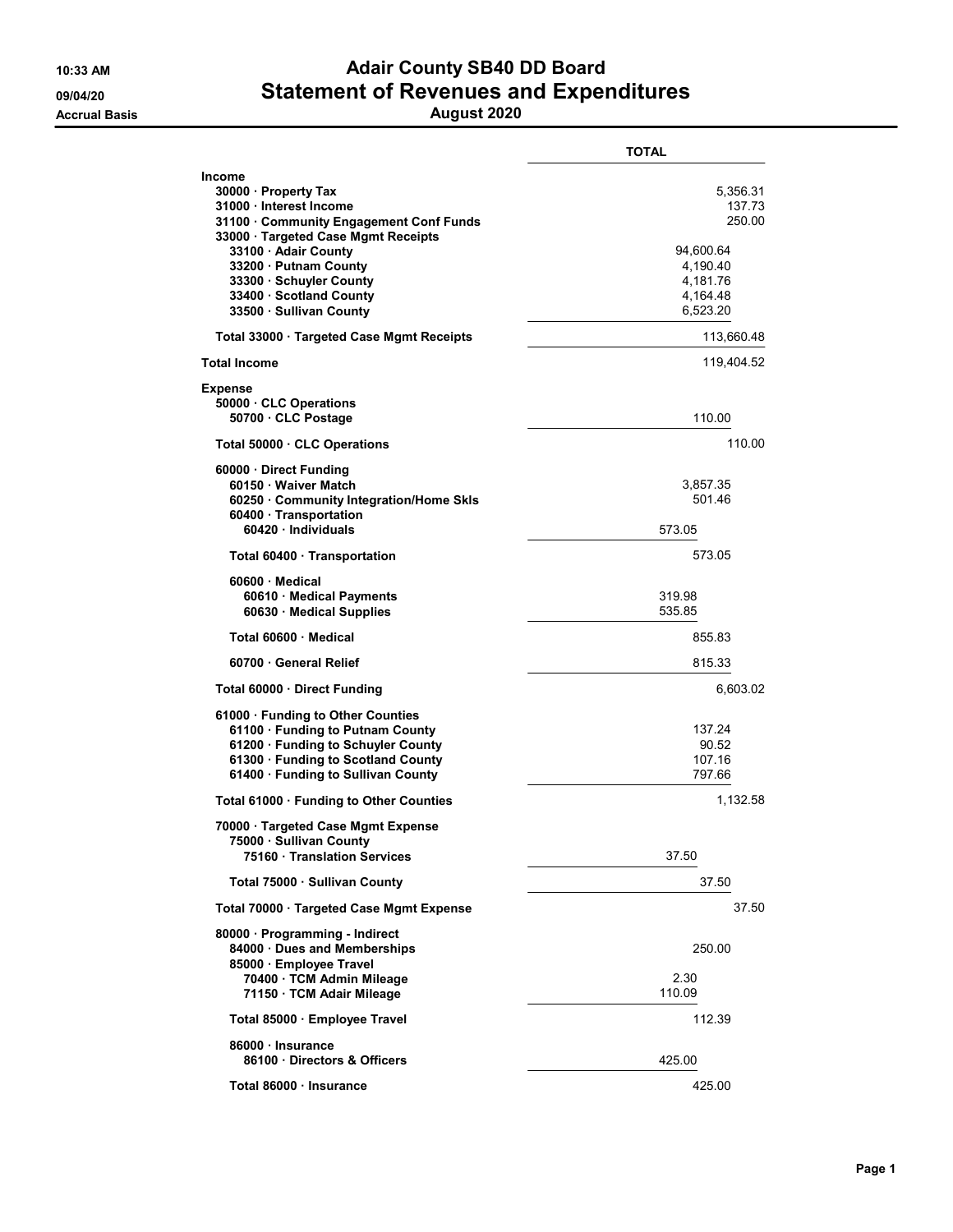# Adair County SB40 DD Board

# Statement of Revenues and Expenditures

**August 2020**

10:33 AM
09/04/20
Accrual Basis

| | TOTAL |
|---|---|
| **Income** | |
| 30000 · Property Tax | 5,356.31 |
| 31000 · Interest Income | 137.73 |
| 31100 · Community Engagement Conf Funds | 250.00 |
| 33000 · Targeted Case Mgmt Receipts | |
| 33100 · Adair County | 94,600.64 |
| 33200 · Putnam County | 4,190.40 |
| 33300 · Schuyler County | 4,181.76 |
| 33400 · Scotland County | 4,164.48 |
| 33500 · Sullivan County | 6,523.20 |
| **Total 33000 · Targeted Case Mgmt Receipts** | 113,660.48 |
| **Total Income** | 119,404.52 |
| **Expense** | |
| 50000 · CLC Operations | |
| 50700 · CLC Postage | 110.00 |
| **Total 50000 · CLC Operations** | 110.00 |
| 60000 · Direct Funding | |
| 60150 · Waiver Match | 3,857.35 |
| 60250 · Community Integration/Home Skls | 501.46 |
| 60400 · Transportation | |
| 60420 · Individuals | 573.05 |
| **Total 60400 · Transportation** | 573.05 |
| 60600 · Medical | |
| 60610 · Medical Payments | 319.98 |
| 60630 · Medical Supplies | 535.85 |
| **Total 60600 · Medical** | 855.83 |
| 60700 · General Relief | 815.33 |
| **Total 60000 · Direct Funding** | 6,603.02 |
| 61000 · Funding to Other Counties | |
| 61100 · Funding to Putnam County | 137.24 |
| 61200 · Funding to Schuyler County | 90.52 |
| 61300 · Funding to Scotland County | 107.16 |
| 61400 · Funding to Sullivan County | 797.66 |
| **Total 61000 · Funding to Other Counties** | 1,132.58 |
| 70000 · Targeted Case Mgmt Expense | |
| 75000 · Sullivan County | |
| 75160 · Translation Services | 37.50 |
| **Total 75000 · Sullivan County** | 37.50 |
| **Total 70000 · Targeted Case Mgmt Expense** | 37.50 |
| 80000 · Programming - Indirect | |
| 84000 · Dues and Memberships | 250.00 |
| 85000 · Employee Travel | |
| 70400 · TCM Admin Mileage | 2.30 |
| 71150 · TCM Adair Mileage | 110.09 |
| **Total 85000 · Employee Travel** | 112.39 |
| 86000 · Insurance | |
| 86100 · Directors & Officers | 425.00 |
| **Total 86000 · Insurance** | 425.00 |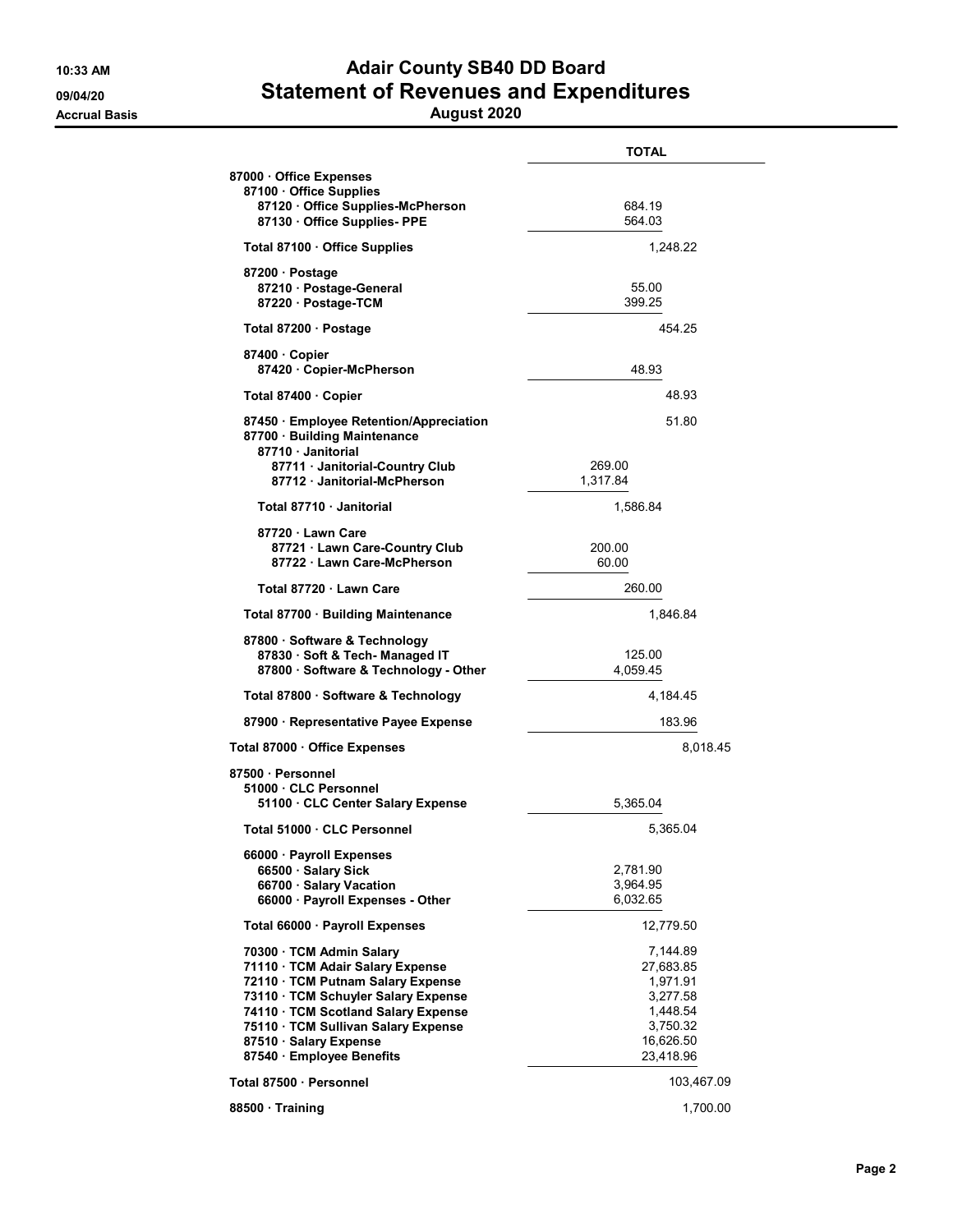# Adair County SB40 DD Board
# Statement of Revenues and Expenditures
## August 2020

10:33 AM
09/04/20
Accrual Basis

| | TOTAL |
|---|---|
| 87000 · Office Expenses | |
| 87100 · Office Supplies | |
| 87120 · Office Supplies-McPherson | 684.19 |
| 87130 · Office Supplies- PPE | 564.03 |
| Total 87100 · Office Supplies | 1,248.22 |
| 87200 · Postage | |
| 87210 · Postage-General | 55.00 |
| 87220 · Postage-TCM | 399.25 |
| Total 87200 · Postage | 454.25 |
| 87400 · Copier | |
| 87420 · Copier-McPherson | 48.93 |
| Total 87400 · Copier | 48.93 |
| 87450 · Employee Retention/Appreciation | 51.80 |
| 87700 · Building Maintenance | |
| 87710 · Janitorial | |
| 87711 · Janitorial-Country Club | 269.00 |
| 87712 · Janitorial-McPherson | 1,317.84 |
| Total 87710 · Janitorial | 1,586.84 |
| 87720 · Lawn Care | |
| 87721 · Lawn Care-Country Club | 200.00 |
| 87722 · Lawn Care-McPherson | 60.00 |
| Total 87720 · Lawn Care | 260.00 |
| Total 87700 · Building Maintenance | 1,846.84 |
| 87800 · Software & Technology | |
| 87830 · Soft & Tech- Managed IT | 125.00 |
| 87800 · Software & Technology - Other | 4,059.45 |
| Total 87800 · Software & Technology | 4,184.45 |
| 87900 · Representative Payee Expense | 183.96 |
| Total 87000 · Office Expenses | 8,018.45 |
| 87500 · Personnel | |
| 51000 · CLC Personnel | |
| 51100 · CLC Center Salary Expense | 5,365.04 |
| Total 51000 · CLC Personnel | 5,365.04 |
| 66000 · Payroll Expenses | |
| 66500 · Salary Sick | 2,781.90 |
| 66700 · Salary Vacation | 3,964.95 |
| 66000 · Payroll Expenses - Other | 6,032.65 |
| Total 66000 · Payroll Expenses | 12,779.50 |
| 70300 · TCM Admin Salary | 7,144.89 |
| 71110 · TCM Adair Salary Expense | 27,683.85 |
| 72110 · TCM Putnam Salary Expense | 1,971.91 |
| 73110 · TCM Schuyler Salary Expense | 3,277.58 |
| 74110 · TCM Scotland Salary Expense | 1,448.54 |
| 75110 · TCM Sullivan Salary Expense | 3,750.32 |
| 87510 · Salary Expense | 16,626.50 |
| 87540 · Employee Benefits | 23,418.96 |
| Total 87500 · Personnel | 103,467.09 |
| 88500 · Training | 1,700.00 |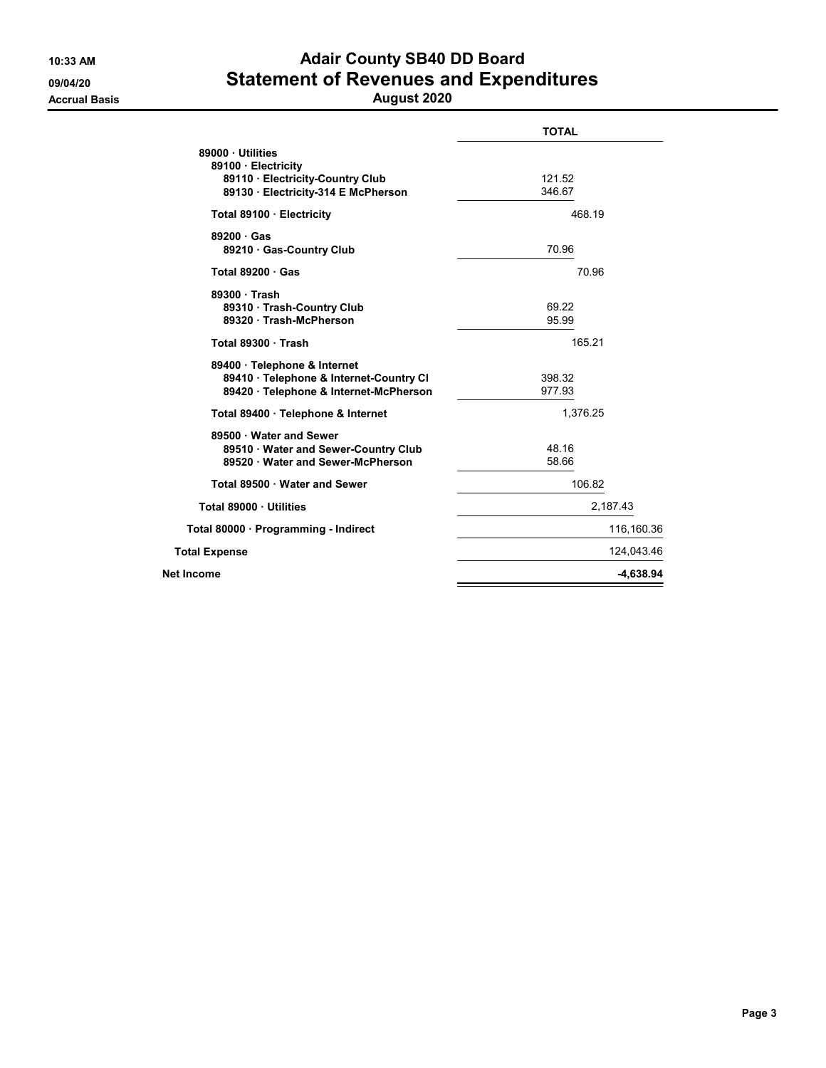# Adair County SB40 DD Board
# Statement of Revenues and Expenditures
## August 2020

10:33 AM
09/04/20
Accrual Basis

| | TOTAL |
|---|---|
| 89000 · Utilities | |
| 89100 · Electricity | |
| 89110 · Electricity-Country Club | 121.52 |
| 89130 · Electricity-314 E McPherson | 346.67 |
| Total 89100 · Electricity | 468.19 |
| 89200 · Gas | |
| 89210 · Gas-Country Club | 70.96 |
| Total 89200 · Gas | 70.96 |
| 89300 · Trash | |
| 89310 · Trash-Country Club | 69.22 |
| 89320 · Trash-McPherson | 95.99 |
| Total 89300 · Trash | 165.21 |
| 89400 · Telephone & Internet | |
| 89410 · Telephone & Internet-Country Cl | 398.32 |
| 89420 · Telephone & Internet-McPherson | 977.93 |
| Total 89400 · Telephone & Internet | 1,376.25 |
| 89500 · Water and Sewer | |
| 89510 · Water and Sewer-Country Club | 48.16 |
| 89520 · Water and Sewer-McPherson | 58.66 |
| Total 89500 · Water and Sewer | 106.82 |
| Total 89000 · Utilities | 2,187.43 |
| Total 80000 · Programming - Indirect | 116,160.36 |
| Total Expense | 124,043.46 |
| **Net Income** | **-4,638.94** |